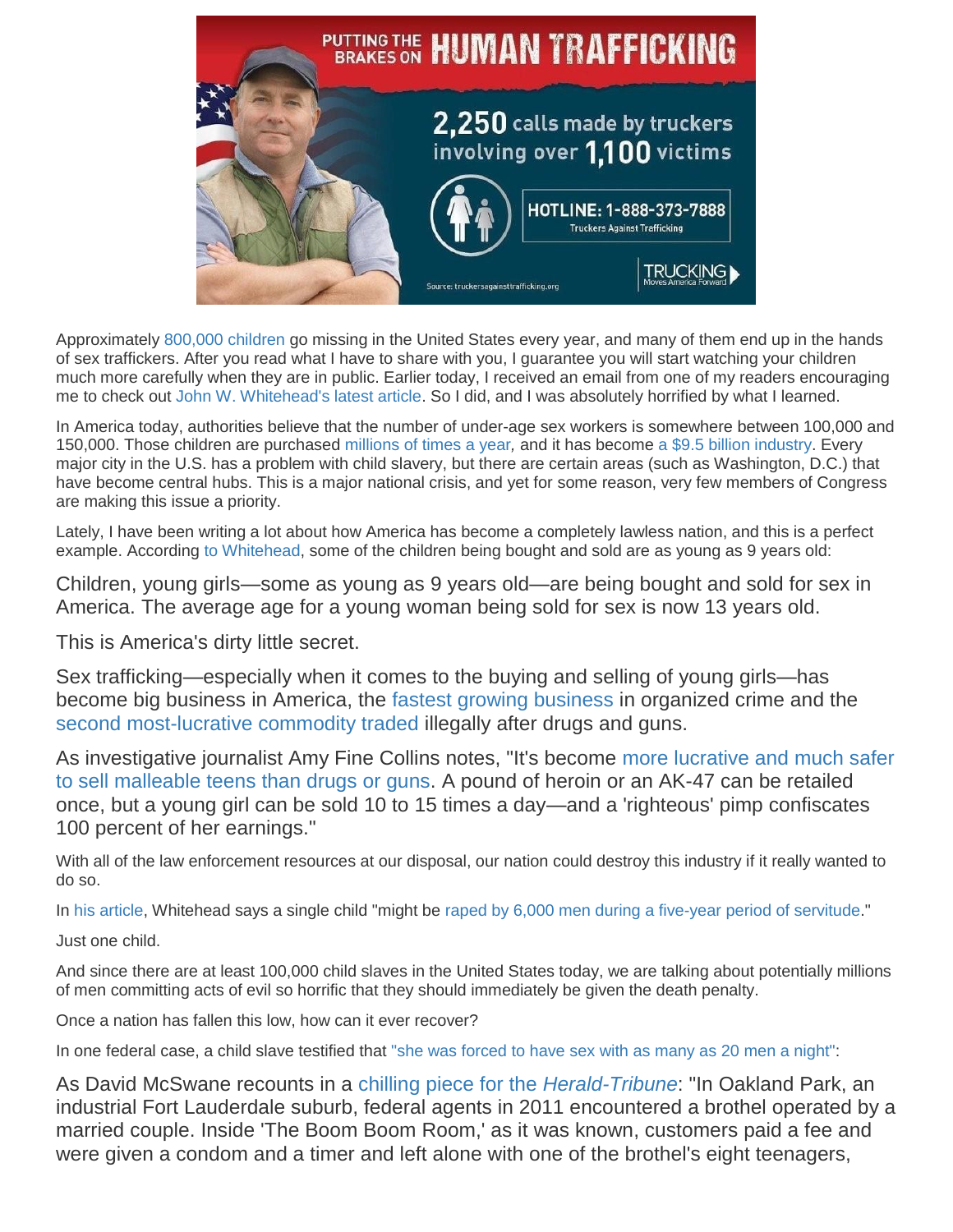Approximately 800,000 children go missing in the United States every year, and many of them end up in the hands of sex traffickers. After you read what I have to share with you, I guarantee you will start watching your children much more carefully when they are in public. Earlier today, I received an email from one of my readers encouraging me to check out John W. Whitehead's latest article. So I did, and I was absolutely horrified by what I learned.

In America today, authorities believe that the number of under-age sex workers is somewhere between 100,000 and 150,000. Those children are purchased millions of times a year, and it has become a $9.5 billion industry. Every major city in the U.S. has a problem with child slavery, but there are certain areas (such as Washington, D.C.) that have become central hubs. This is a major national crisis, and yet for some reason, very few members of Congress are making this issue a priority.

Lately, I have been writing a lot about how America has become a completely lawless nation, and this is a perfect example. According to Whitehead, some of the children being bought and sold are as young as 9 years old:

> Children, young girls—some as young as 9 years old—are being bought and sold for sex in America. The average age for a young woman being sold for sex is now 13 years old.
>
> This is America's dirty little secret.
>
> Sex trafficking—especially when it comes to the buying and selling of young girls—has become big business in America, the fastest growing business in organized crime and the second most-lucrative commodity traded illegally after drugs and guns.
>
> As investigative journalist Amy Fine Collins notes, "It's become more lucrative and much safer to sell malleable teens than drugs or guns. A pound of heroin or an AK-47 can be retailed once, but a young girl can be sold 10 to 15 times a day—and a 'righteous' pimp confiscates 100 percent of her earnings."

With all of the law enforcement resources at our disposal, our nation could destroy this industry if it really wanted to do so.

In his article, Whitehead says a single child "might be raped by 6,000 men during a five-year period of servitude."

Just one child.

And since there are at least 100,000 child slaves in the United States today, we are talking about potentially millions of men committing acts of evil so horrific that they should immediately be given the death penalty.

Once a nation has fallen this low, how can it ever recover?

In one federal case, a child slave testified that "she was forced to have sex with as many as 20 men a night":

> As David McSwane recounts in a chilling piece for the *Herald-Tribune*: "In Oakland Park, an industrial Fort Lauderdale suburb, federal agents in 2011 encountered a brothel operated by a married couple. Inside 'The Boom Boom Room,' as it was known, customers paid a fee and were given a condom and a timer and left alone with one of the brothel's eight teenagers,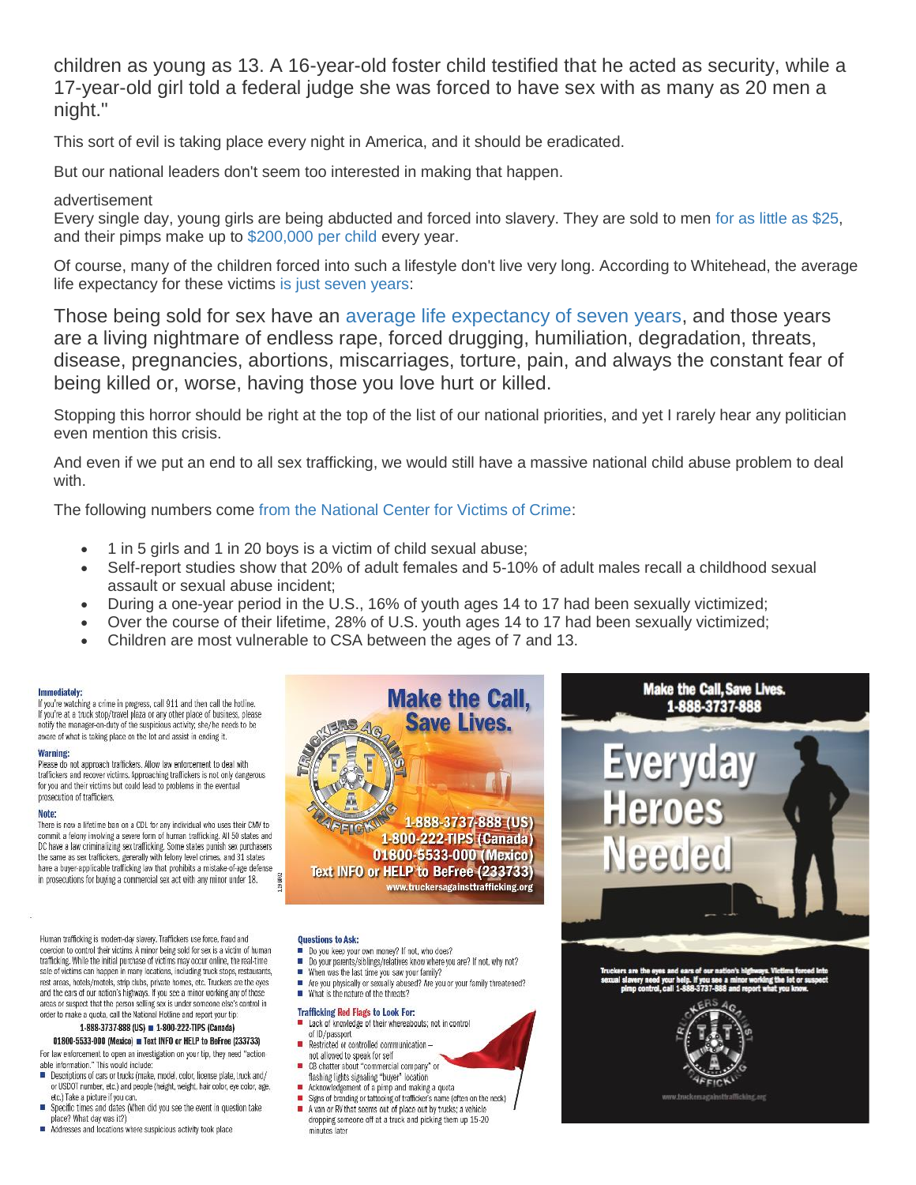children as young as 13. A 16-year-old foster child testified that he acted as security, while a 17-year-old girl told a federal judge she was forced to have sex with as many as 20 men a night."

This sort of evil is taking place every night in America, and it should be eradicated.

But our national leaders don't seem too interested in making that happen.

advertisement

Every single day, young girls are being abducted and forced into slavery. They are sold to men for as little as $25, and their pimps make up to $200,000 per child every year.

Of course, many of the children forced into such a lifestyle don't live very long. According to Whitehead, the average life expectancy for these victims is just seven years:

> Those being sold for sex have an average life expectancy of seven years, and those years are a living nightmare of endless rape, forced drugging, humiliation, degradation, threats, disease, pregnancies, abortions, miscarriages, torture, pain, and always the constant fear of being killed or, worse, having those you love hurt or killed.

Stopping this horror should be right at the top of the list of our national priorities, and yet I rarely hear any politician even mention this crisis.

And even if we put an end to all sex trafficking, we would still have a massive national child abuse problem to deal with.

The following numbers come from the National Center for Victims of Crime:

- 1 in 5 girls and 1 in 20 boys is a victim of child sexual abuse;
- Self-report studies show that 20% of adult females and 5-10% of adult males recall a childhood sexual assault or sexual abuse incident;
- During a one-year period in the U.S., 16% of youth ages 14 to 17 had been sexually victimized;
- Over the course of their lifetime, 28% of U.S. youth ages 14 to 17 had been sexually victimized;
- Children are most vulnerable to CSA between the ages of 7 and 13.

**Immediately:**
If you're watching a crime in progress, call 911 and then call the hotline. If you're at a truck stop/travel plaza or any other place of business, please notify the manager-on-duty of the suspicious activity; she/he needs to be aware of what is taking place on the lot and assist in ending it.

**Warning:**
Please do not approach traffickers. Allow law enforcement to deal with traffickers and recover victims. Approaching traffickers is not only dangerous for you and their victims but could lead to problems in the eventual prosecution of traffickers.

**Note:**
There is now a lifetime ban on a CDL for any individual who uses their CMV to commit a felony involving a severe form of human trafficking. All 50 states and DC have a law criminalizing sex trafficking. Some states punish sex purchasers the same as sex traffickers, generally with felony level crimes, and 31 states have a buyer-applicable trafficking law that prohibits a mistake-of-age defense in prosecutions for buying a commercial sex act with any minor under 18.

Human trafficking is modern-day slavery. Traffickers use force, fraud and coercion to control their victims. A minor being sold for sex is a victim of human trafficking. While the initial purchase of victims may occur online, the real-time sale of victims can happen in many locations, including truck stops, restaurants, rest areas, hotels/motels, strip clubs, private homes, etc. Truckers are the eyes and the ears of our nation's highways. If you see a minor working any of those areas or suspect that the person selling sex is under someone else's control in order to make a quota, call the National Hotline and report your tip:

**1-888-3737-888 (US) ■ 1-800-222-TIPS (Canada)**
**01800-5533-000 (Mexico) ■ Text INFO or HELP to BeFree (233733)**

For law enforcement to open an investigation on your tip, they need "actionable information." This would include:

- Descriptions of cars or trucks (make, model, color, license plate, truck and/or USDOT number, etc.) and people (height, weight, hair color, eye color, age, etc.) Take a picture if you can.
- Specific times and dates (When did you see the event in question take place? What day was it?)
- Addresses and locations where suspicious activity took place

**Make the Call, Save Lives.**

TRUCKERS AGAINST TRAFFICKING

1-888-3737-888 (US)
1-800-222-TIPS (Canada)
01800-5533-000 (Mexico)
Text INFO or HELP to BeFree (233733)
www.truckersagainsttrafficking.org

**Questions to Ask:**

- Do you keep your own money? If not, who does?
- Do your parents/siblings/relatives know where you are? If not, why not?
- When was the last time you saw your family?
- Are you physically or sexually abused? Are you or your family threatened?
- What is the nature of the threats?

**Trafficking Red Flags to Look For:**

- Lack of knowledge of their whereabouts; not in control of ID/passport
- Restricted or controlled communication – not allowed to speak for self
- CB chatter about "commercial company" or flashing lights signaling "buyer" location
- Acknowledgement of a pimp and making a quota
- Signs of branding or tattooing of trafficker's name (often on the neck)
- A van or RV that seems out of place out by trucks; a vehicle dropping someone off at a truck and picking them up 15-20 minutes later

**Make the Call, Save Lives. 1-888-3737-888**

**Everyday Heroes Needed**

**Truckers are the eyes and ears of our nation's highways. Victims forced into sexual slavery need your help. If you see a minor working the lot or suspect pimp control, call 1-888-3737-888 and report what you know.**

TRUCKERS AGAINST TRAFFICKING

www.truckersagainsttrafficking.org